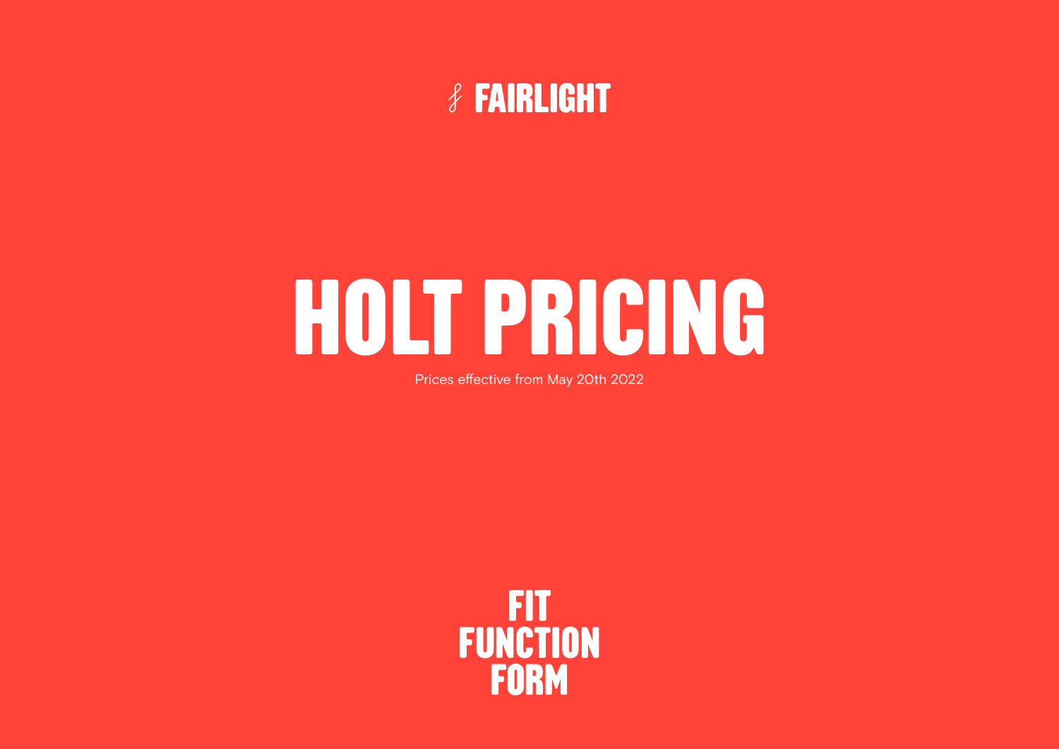FAIRLIGHT

# HOLT PRICING

Prices effective from May 20th 2022

FIT
FUNCTION
FORM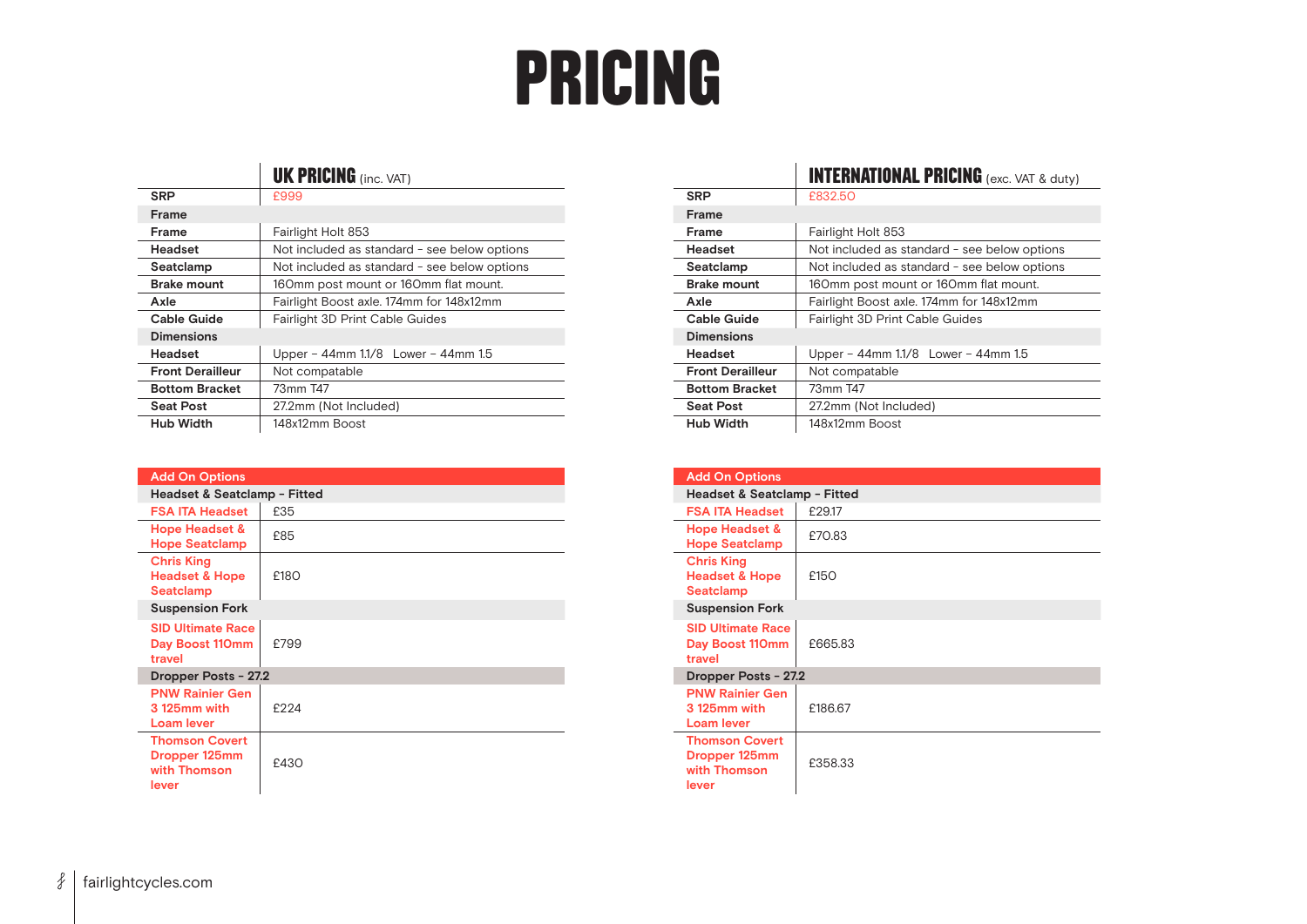# PRICING

| | UK PRICING (inc. VAT) |
|---|---|
| **SRP** | £999 |
| **Frame** | |
| **Frame** | Fairlight Holt 853 |
| **Headset** | Not included as standard - see below options |
| **Seatclamp** | Not included as standard - see below options |
| **Brake mount** | 160mm post mount or 160mm flat mount. |
| **Axle** | Fairlight Boost axle. 174mm for 148x12mm |
| **Cable Guide** | Fairlight 3D Print Cable Guides |
| **Dimensions** | |
| **Headset** | Upper – 44mm 1.1/8 Lower – 44mm 1.5 |
| **Front Derailleur** | Not compatable |
| **Bottom Bracket** | 73mm T47 |
| **Seat Post** | 27.2mm (Not Included) |
| **Hub Width** | 148x12mm Boost |

| Add On Options | |
|---|---|
| **Headset & Seatclamp - Fitted** | |
| FSA ITA Headset | £35 |
| Hope Headset & Hope Seatclamp | £85 |
| Chris King Headset & Hope Seatclamp | £180 |
| **Suspension Fork** | |
| SID Ultimate Race Day Boost 110mm travel | £799 |
| **Dropper Posts - 27.2** | |
| PNW Rainier Gen 3 125mm with Loam lever | £224 |
| Thomson Covert Dropper 125mm with Thomson lever | £430 |

| | INTERNATIONAL PRICING (exc. VAT & duty) |
|---|---|
| **SRP** | £832.50 |
| **Frame** | |
| **Frame** | Fairlight Holt 853 |
| **Headset** | Not included as standard - see below options |
| **Seatclamp** | Not included as standard - see below options |
| **Brake mount** | 160mm post mount or 160mm flat mount. |
| **Axle** | Fairlight Boost axle. 174mm for 148x12mm |
| **Cable Guide** | Fairlight 3D Print Cable Guides |
| **Dimensions** | |
| **Headset** | Upper – 44mm 1.1/8 Lower – 44mm 1.5 |
| **Front Derailleur** | Not compatable |
| **Bottom Bracket** | 73mm T47 |
| **Seat Post** | 27.2mm (Not Included) |
| **Hub Width** | 148x12mm Boost |

| Add On Options | |
|---|---|
| **Headset & Seatclamp - Fitted** | |
| FSA ITA Headset | £29.17 |
| Hope Headset & Hope Seatclamp | £70.83 |
| Chris King Headset & Hope Seatclamp | £150 |
| **Suspension Fork** | |
| SID Ultimate Race Day Boost 110mm travel | £665.83 |
| **Dropper Posts - 27.2** | |
| PNW Rainier Gen 3 125mm with Loam lever | £186.67 |
| Thomson Covert Dropper 125mm with Thomson lever | £358.33 |

fairlightcycles.com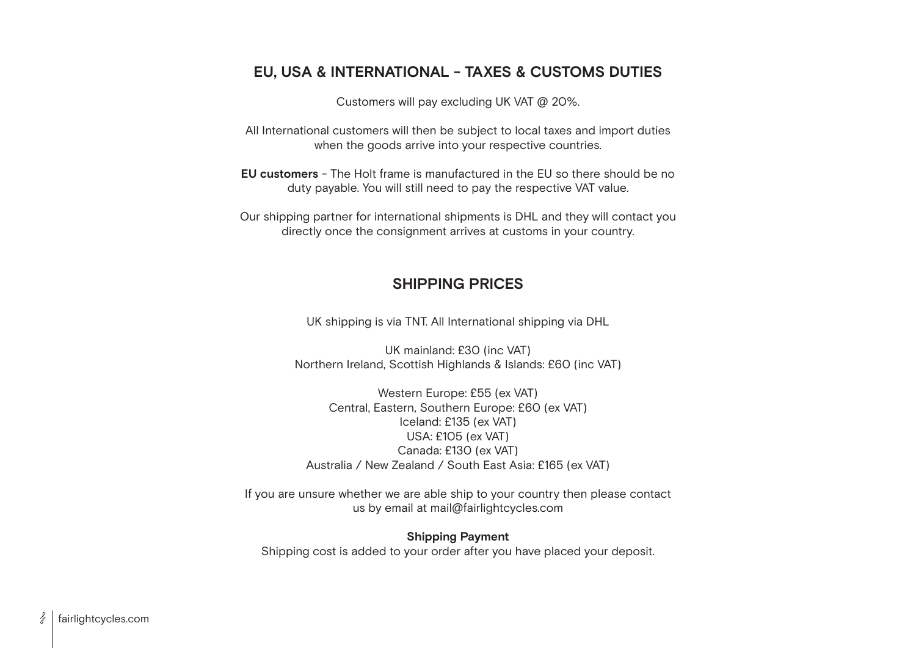## EU, USA & INTERNATIONAL - TAXES & CUSTOMS DUTIES

Customers will pay excluding UK VAT @ 20%.

All International customers will then be subject to local taxes and import duties when the goods arrive into your respective countries.

**EU customers** - The Holt frame is manufactured in the EU so there should be no duty payable. You will still need to pay the respective VAT value.

Our shipping partner for international shipments is DHL and they will contact you directly once the consignment arrives at customs in your country.

## SHIPPING PRICES

UK shipping is via TNT. All International shipping via DHL

UK mainland: £30 (inc VAT)
Northern Ireland, Scottish Highlands & Islands: £60 (inc VAT)

Western Europe: £55 (ex VAT)
Central, Eastern, Southern Europe: £60 (ex VAT)
Iceland: £135 (ex VAT)
USA: £105 (ex VAT)
Canada: £130 (ex VAT)
Australia / New Zealand / South East Asia: £165 (ex VAT)

If you are unsure whether we are able ship to your country then please contact us by email at mail@fairlightcycles.com

**Shipping Payment**
Shipping cost is added to your order after you have placed your deposit.